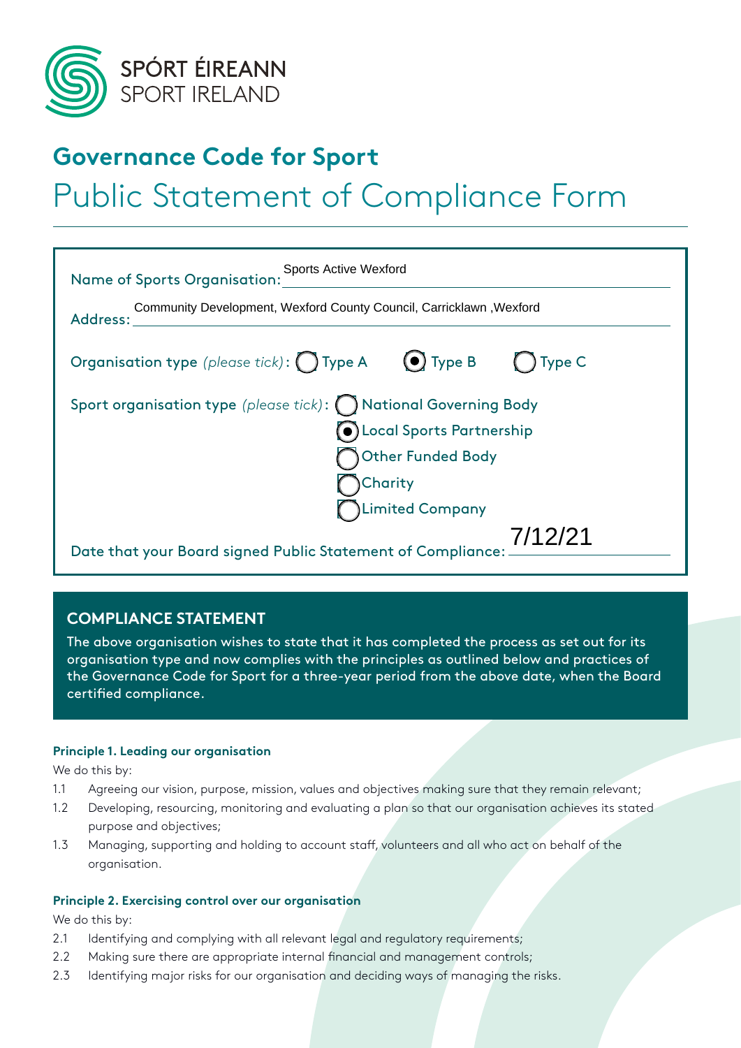SPÓRT ÉIREANN
SPORT IRELAND

# Governance Code for Sport

# Public Statement of Compliance Form

Name of Sports Organisation: Sports Active Wexford

Address: Community Development, Wexford County Council, Carricklawn ,Wexford

Organisation type *(please tick)*: ◯ Type A ◉ Type B ◯ Type C

Sport organisation type *(please tick)*:
- ◯ National Governing Body
- ◉ Local Sports Partnership
- ◯ Other Funded Body
- ◯ Charity
- ◯ Limited Company

Date that your Board signed Public Statement of Compliance: 7/12/21

## COMPLIANCE STATEMENT

The above organisation wishes to state that it has completed the process as set out for its organisation type and now complies with the principles as outlined below and practices of the Governance Code for Sport for a three-year period from the above date, when the Board certified compliance.

#### Principle 1. Leading our organisation

We do this by:

1.1 Agreeing our vision, purpose, mission, values and objectives making sure that they remain relevant;

1.2 Developing, resourcing, monitoring and evaluating a plan so that our organisation achieves its stated purpose and objectives;

1.3 Managing, supporting and holding to account staff, volunteers and all who act on behalf of the organisation.

#### Principle 2. Exercising control over our organisation

We do this by:

2.1 Identifying and complying with all relevant legal and regulatory requirements;

2.2 Making sure there are appropriate internal financial and management controls;

2.3 Identifying major risks for our organisation and deciding ways of managing the risks.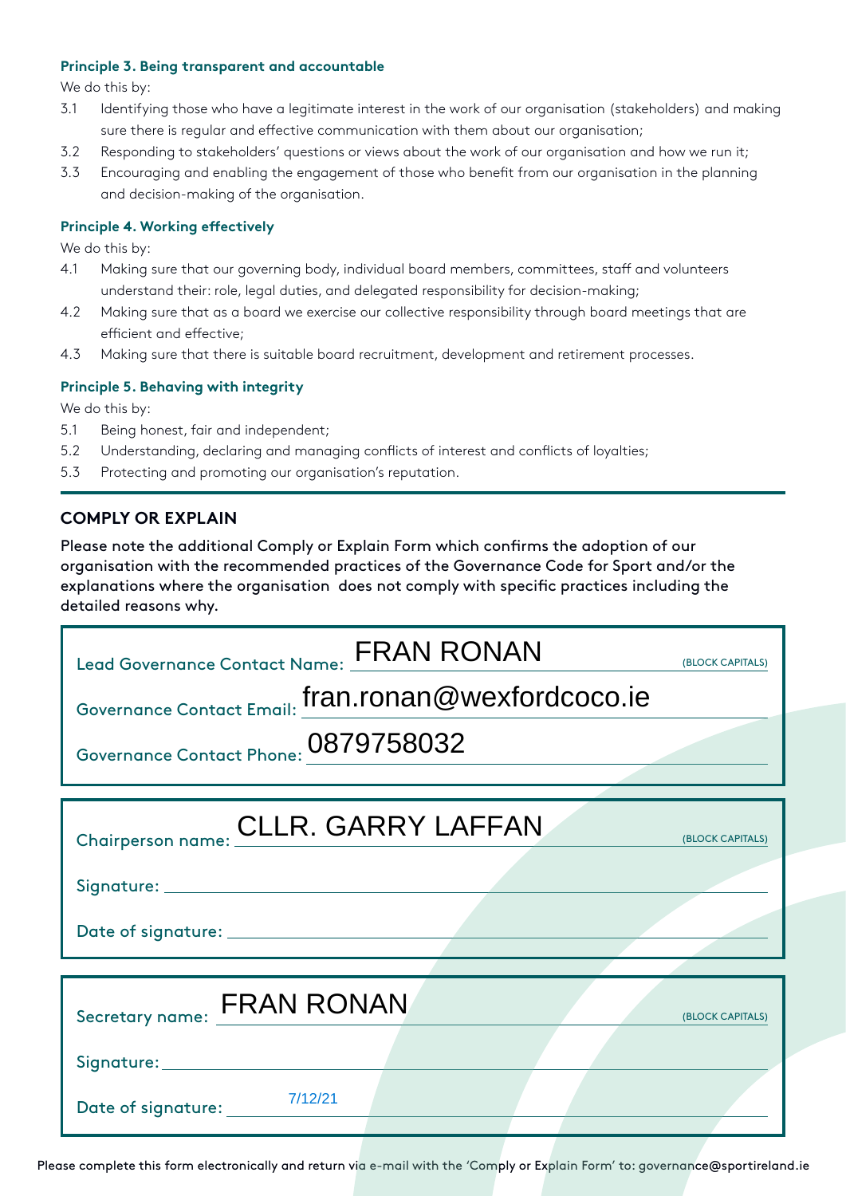**Principle 3. Being transparent and accountable**

We do this by:

3.1 Identifying those who have a legitimate interest in the work of our organisation (stakeholders) and making sure there is regular and effective communication with them about our organisation;

3.2 Responding to stakeholders' questions or views about the work of our organisation and how we run it;

3.3 Encouraging and enabling the engagement of those who benefit from our organisation in the planning and decision-making of the organisation.

**Principle 4. Working effectively**

We do this by:

4.1 Making sure that our governing body, individual board members, committees, staff and volunteers understand their: role, legal duties, and delegated responsibility for decision-making;

4.2 Making sure that as a board we exercise our collective responsibility through board meetings that are efficient and effective;

4.3 Making sure that there is suitable board recruitment, development and retirement processes.

**Principle 5. Behaving with integrity**

We do this by:

5.1 Being honest, fair and independent;

5.2 Understanding, declaring and managing conflicts of interest and conflicts of loyalties;

5.3 Protecting and promoting our organisation's reputation.

## COMPLY OR EXPLAIN

**Please note the additional Comply or Explain Form which confirms the adoption of our organisation with the recommended practices of the Governance Code for Sport and/or the explanations where the organisation does not comply with specific practices including the detailed reasons why.**

Lead Governance Contact Name: FRAN RONAN (BLOCK CAPITALS)

Governance Contact Email: fran.ronan@wexfordcoco.ie

Governance Contact Phone: 0879758032

Chairperson name: CLLR. GARRY LAFFAN (BLOCK CAPITALS)

Signature:

Date of signature:

Secretary name: FRAN RONAN (BLOCK CAPITALS)

Signature:

Date of signature: 7/12/21

Please complete this form electronically and return via e-mail with the 'Comply or Explain Form' to: governance@sportireland.ie